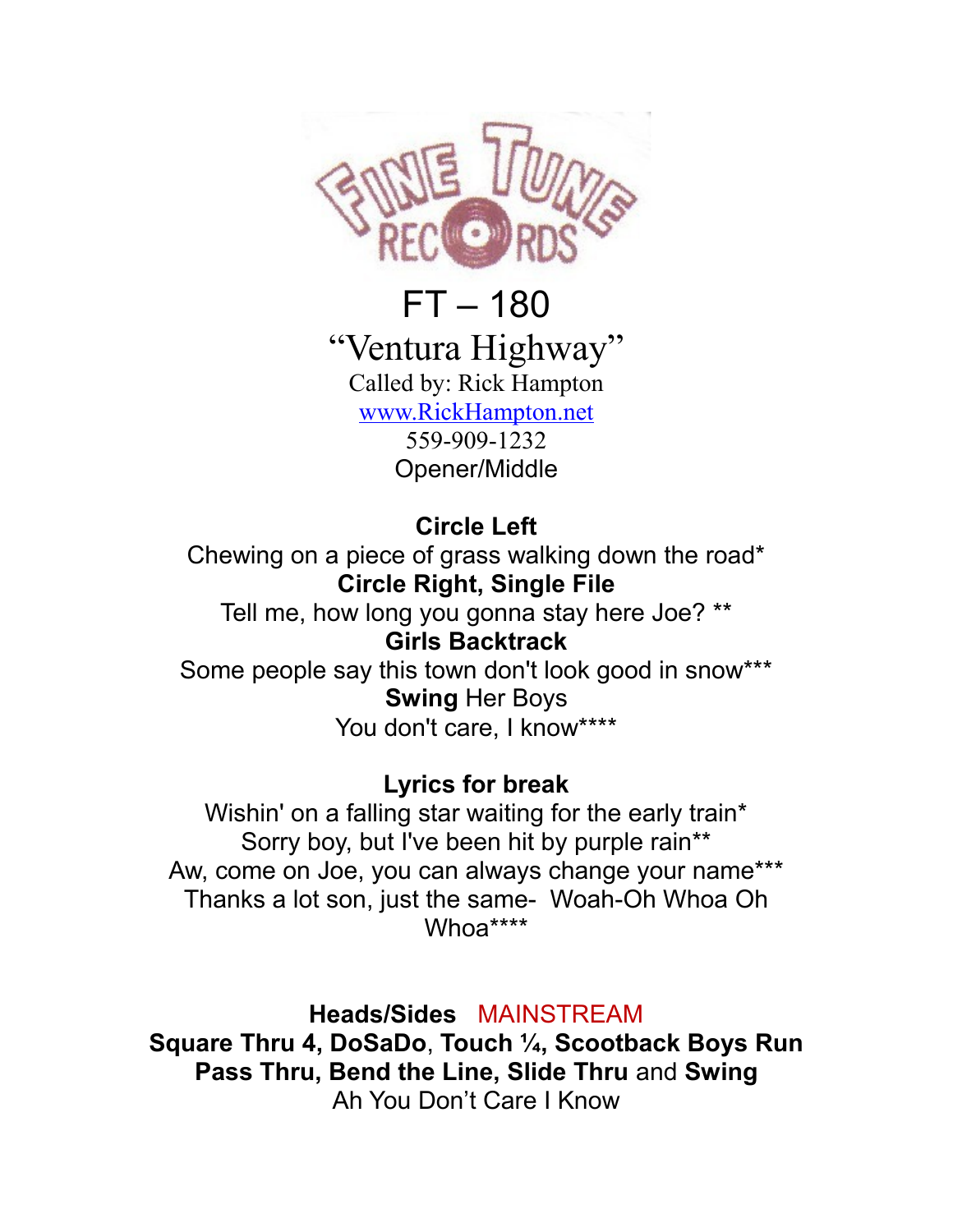FINE TUNE RECORDS

# FT – 180

## "Ventura Highway"

Called by: Rick Hampton

www.RickHampton.net

559-909-1232

Opener/Middle

**Circle Left**

Chewing on a piece of grass walking down the road*

**Circle Right, Single File**

Tell me, how long you gonna stay here Joe? **

**Girls Backtrack**

Some people say this town don't look good in snow***

**Swing** Her Boys

You don't care, I know****

**Lyrics for break**

Wishin' on a falling star waiting for the early train*

Sorry boy, but I've been hit by purple rain**

Aw, come on Joe, you can always change your name***

Thanks a lot son, just the same- Woah-Oh Whoa Oh Whoa****

**Heads/Sides** MAINSTREAM

**Square Thru 4, DoSaDo, Touch ¼, Scootback Boys Run**

**Pass Thru, Bend the Line, Slide Thru** and **Swing**

Ah You Don't Care I Know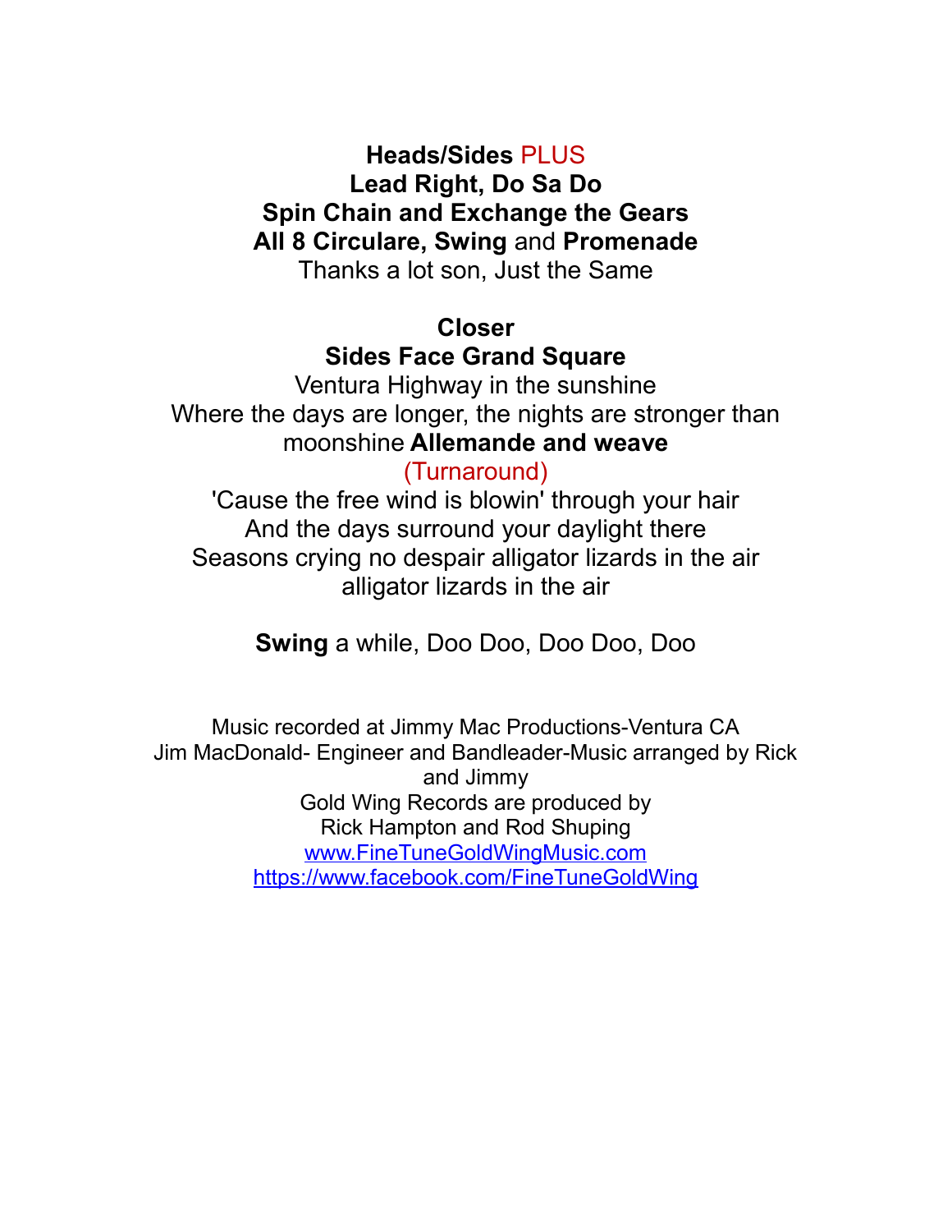**Heads/Sides** PLUS
**Lead Right, Do Sa Do**
**Spin Chain and Exchange the Gears**
**All 8 Circulare, Swing** and **Promenade**
Thanks a lot son, Just the Same

**Closer**
**Sides Face Grand Square**
Ventura Highway in the sunshine
Where the days are longer, the nights are stronger than moonshine **Allemande and weave**
(Turnaround)
'Cause the free wind is blowin' through your hair
And the days surround your daylight there
Seasons crying no despair alligator lizards in the air
alligator lizards in the air

**Swing** a while, Doo Doo, Doo Doo, Doo

Music recorded at Jimmy Mac Productions-Ventura CA
Jim MacDonald- Engineer and Bandleader-Music arranged by Rick and Jimmy
Gold Wing Records are produced by
Rick Hampton and Rod Shuping
www.FineTuneGoldWingMusic.com
https://www.facebook.com/FineTuneGoldWing